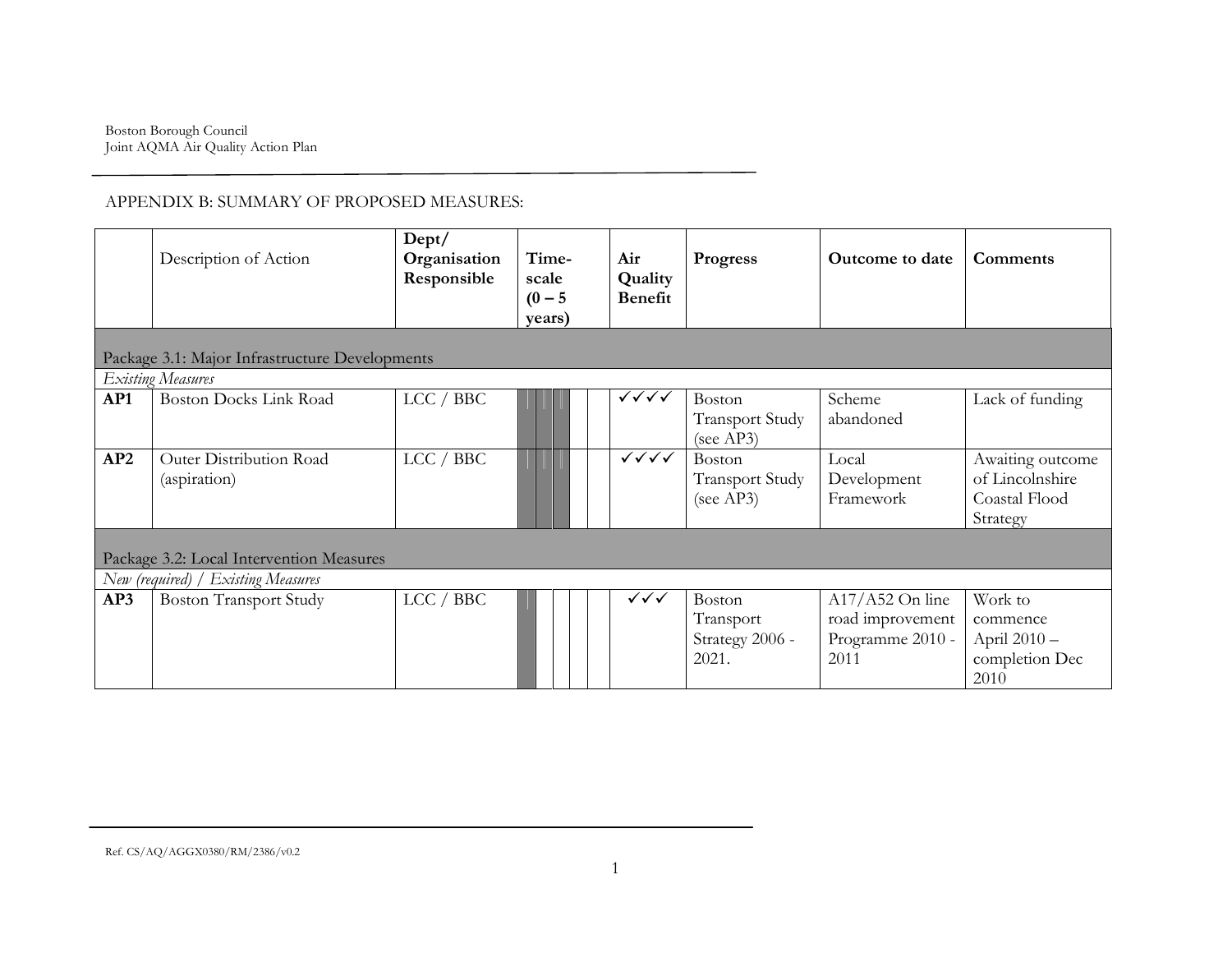APPENDIX B: SUMMARY OF PROPOSED MEASURES:

| | Description of Action | Dept/ Organisation Responsible | Time-scale (0 – 5 years) | Air Quality Benefit | Progress | Outcome to date | Comments |
|---|---|---|---|---|---|---|---|
| **Package 3.1: Major Infrastructure Developments** | | | | | | | |
| *Existing Measures* | | | | | | | |
| **AP1** | Boston Docks Link Road | LCC / BBC | | ✓✓✓✓ | Boston Transport Study (see AP3) | Scheme abandoned | Lack of funding |
| **AP2** | Outer Distribution Road (aspiration) | LCC / BBC | | ✓✓✓✓ | Boston Transport Study (see AP3) | Local Development Framework | Awaiting outcome of Lincolnshire Coastal Flood Strategy |
| **Package 3.2: Local Intervention Measures** | | | | | | | |
| *New (required) / Existing Measures* | | | | | | | |
| **AP3** | Boston Transport Study | LCC / BBC | | ✓✓✓ | Boston Transport Strategy 2006 - 2021. | A17/A52 On line road improvement Programme 2010 - 2011 | Work to commence April 2010 – completion Dec 2010 |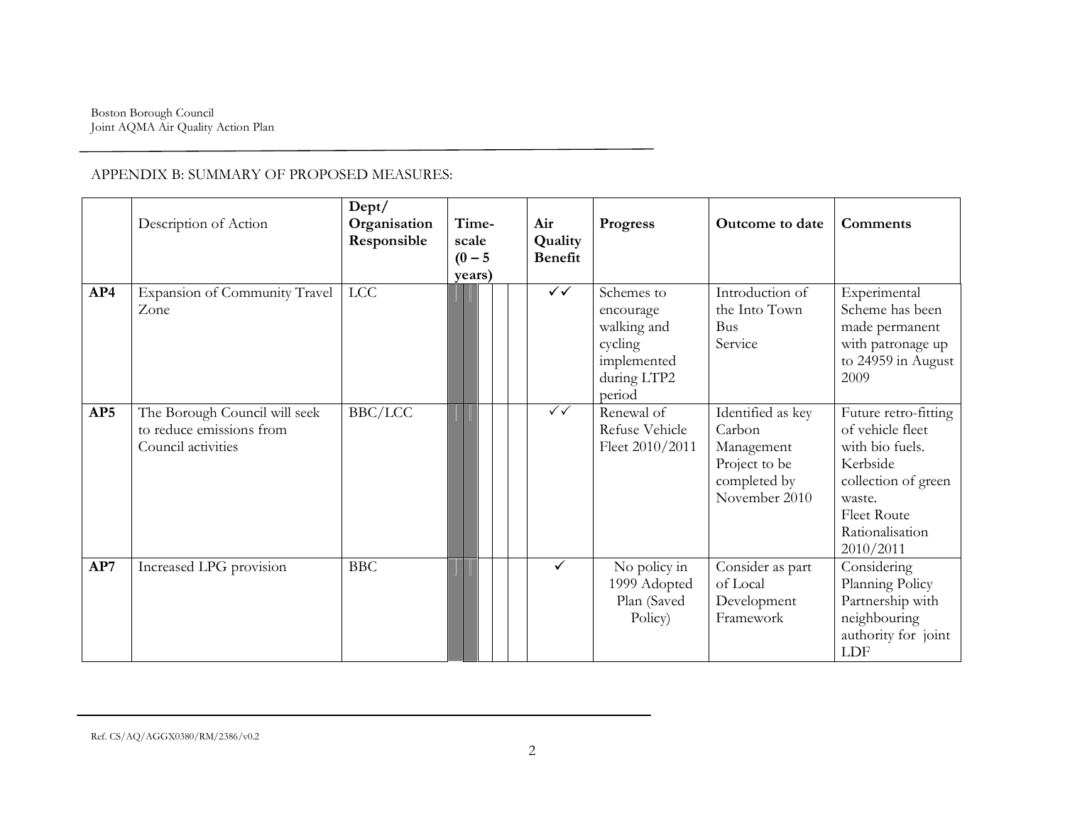APPENDIX B: SUMMARY OF PROPOSED MEASURES:

| | Description of Action | Dept/ Organisation Responsible | Time-scale (0 – 5 years) | Air Quality Benefit | Progress | Outcome to date | Comments |
|---|---|---|---|---|---|---|---|
| **AP4** | Expansion of Community Travel Zone | LCC | | ✓✓ | Schemes to encourage walking and cycling implemented during LTP2 period | Introduction of the Into Town Bus Service | Experimental Scheme has been made permanent with patronage up to 24959 in August 2009 |
| **AP5** | The Borough Council will seek to reduce emissions from Council activities | BBC/LCC | | ✓✓ | Renewal of Refuse Vehicle Fleet 2010/2011 | Identified as key Carbon Management Project to be completed by November 2010 | Future retro-fitting of vehicle fleet with bio fuels. Kerbside collection of green waste. Fleet Route Rationalisation 2010/2011 |
| **AP7** | Increased LPG provision | BBC | | ✓ | No policy in 1999 Adopted Plan (Saved Policy) | Consider as part of Local Development Framework | Considering Planning Policy Partnership with neighbouring authority for joint LDF |

Ref. CS/AQ/AGGX0380/RM/2386/v0.2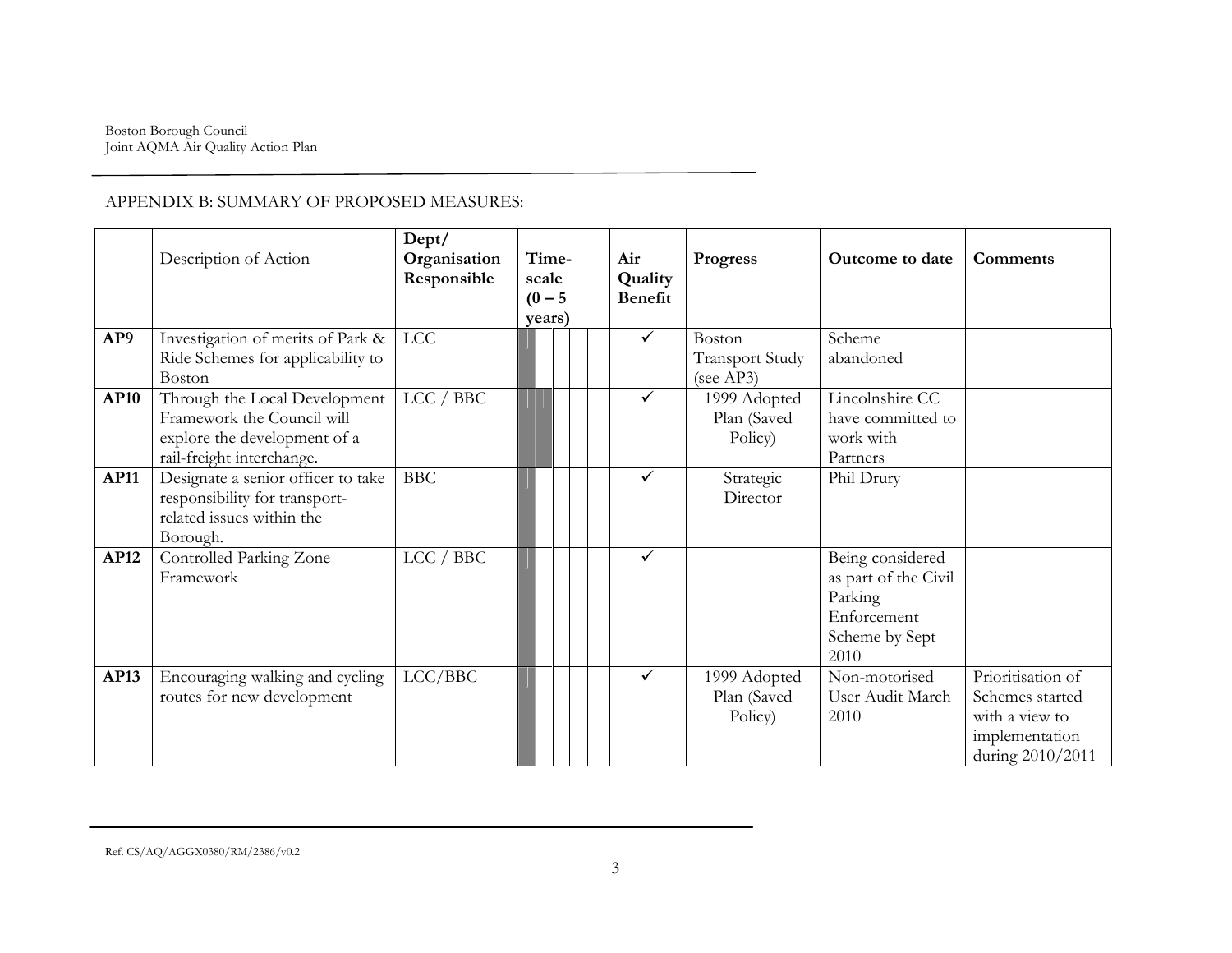APPENDIX B: SUMMARY OF PROPOSED MEASURES:

| | Description of Action | Dept/ Organisation Responsible | Time-scale (0 – 5 years) | Air Quality Benefit | Progress | Outcome to date | Comments |
|---|---|---|---|---|---|---|---|
| **AP9** | Investigation of merits of Park & Ride Schemes for applicability to Boston | LCC | | ✓ | Boston Transport Study (see AP3) | Scheme abandoned | |
| **AP10** | Through the Local Development Framework the Council will explore the development of a rail-freight interchange. | LCC / BBC | | ✓ | 1999 Adopted Plan (Saved Policy) | Lincolnshire CC have committed to work with Partners | |
| **AP11** | Designate a senior officer to take responsibility for transport-related issues within the Borough. | BBC | | ✓ | Strategic Director | Phil Drury | |
| **AP12** | Controlled Parking Zone Framework | LCC / BBC | | ✓ | | Being considered as part of the Civil Parking Enforcement Scheme by Sept 2010 | |
| **AP13** | Encouraging walking and cycling routes for new development | LCC/BBC | | ✓ | 1999 Adopted Plan (Saved Policy) | Non-motorised User Audit March 2010 | Prioritisation of Schemes started with a view to implementation during 2010/2011 |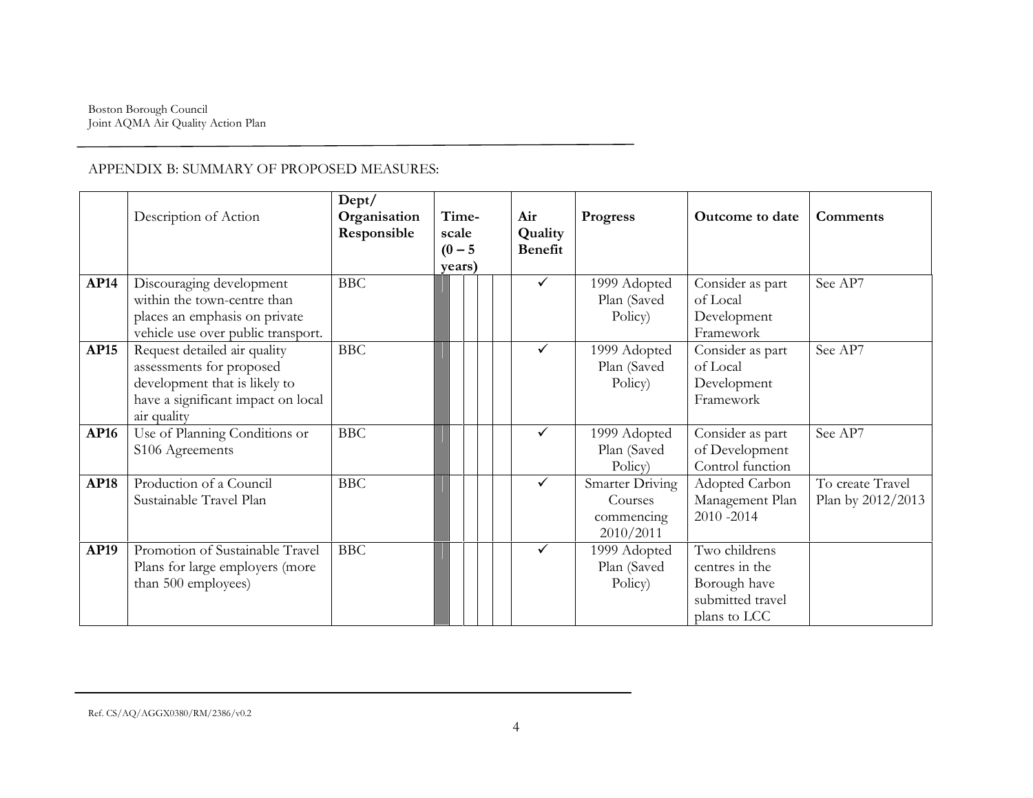APPENDIX B: SUMMARY OF PROPOSED MEASURES:

| | Description of Action | Dept/ Organisation Responsible | Time-scale (0 – 5 years) | | | | | Air Quality Benefit | Progress | Outcome to date | Comments |
|---|---|---|---|---|---|---|---|---|---|---|---|
| **AP14** | Discouraging development within the town-centre than places an emphasis on private vehicle use over public transport. | BBC | | | | | | ✓ | 1999 Adopted Plan (Saved Policy) | Consider as part of Local Development Framework | See AP7 |
| **AP15** | Request detailed air quality assessments for proposed development that is likely to have a significant impact on local air quality | BBC | | | | | | ✓ | 1999 Adopted Plan (Saved Policy) | Consider as part of Local Development Framework | See AP7 |
| **AP16** | Use of Planning Conditions or S106 Agreements | BBC | | | | | | ✓ | 1999 Adopted Plan (Saved Policy) | Consider as part of Development Control function | See AP7 |
| **AP18** | Production of a Council Sustainable Travel Plan | BBC | | | | | | ✓ | Smarter Driving Courses commencing 2010/2011 | Adopted Carbon Management Plan 2010 -2014 | To create Travel Plan by 2012/2013 |
| **AP19** | Promotion of Sustainable Travel Plans for large employers (more than 500 employees) | BBC | | | | | | ✓ | 1999 Adopted Plan (Saved Policy) | Two childrens centres in the Borough have submitted travel plans to LCC | |

Ref. CS/AQ/AGGX0380/RM/2386/v0.2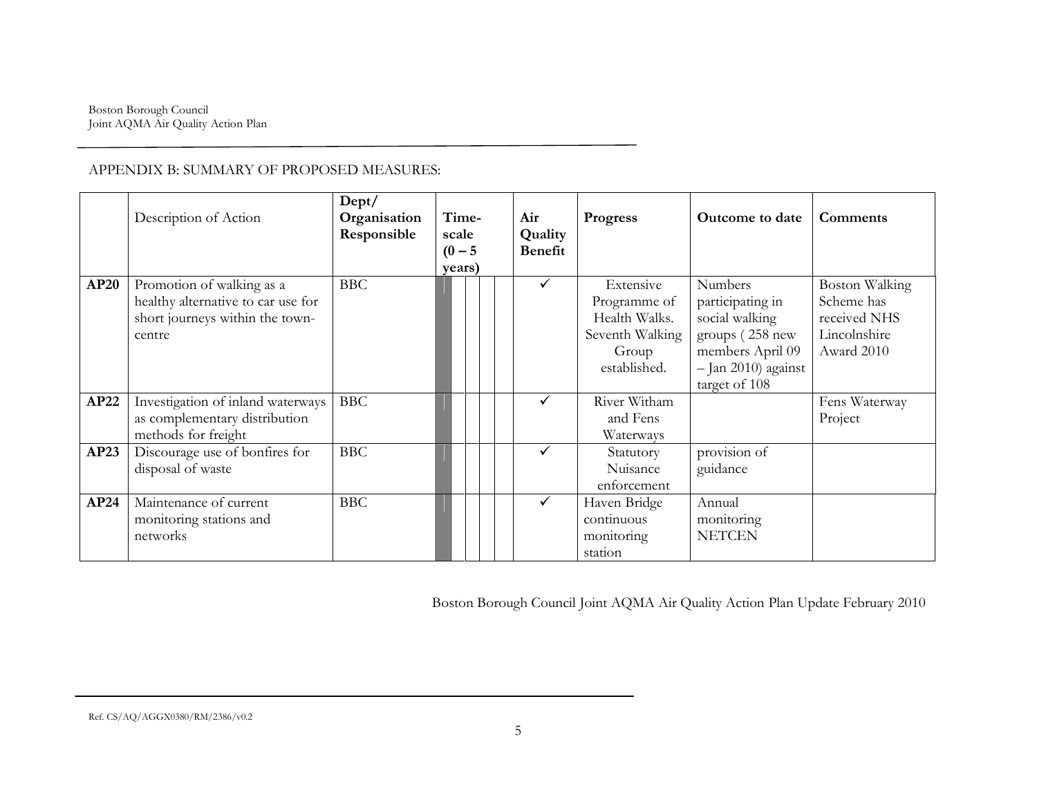APPENDIX B: SUMMARY OF PROPOSED MEASURES:

| | Description of Action | Dept/ Organisation Responsible | Time-scale (0 – 5 years) | Air Quality Benefit | Progress | Outcome to date | Comments |
|---|---|---|---|---|---|---|---|
| **AP20** | Promotion of walking as a healthy alternative to car use for short journeys within the town-centre | BBC | | ✓ | Extensive Programme of Health Walks. Seventh Walking Group established. | Numbers participating in social walking groups ( 258 new members April 09 – Jan 2010) against target of 108 | Boston Walking Scheme has received NHS Lincolnshire Award 2010 |
| **AP22** | Investigation of inland waterways as complementary distribution methods for freight | BBC | | ✓ | River Witham and Fens Waterways | | Fens Waterway Project |
| **AP23** | Discourage use of bonfires for disposal of waste | BBC | | ✓ | Statutory Nuisance enforcement | provision of guidance | |
| **AP24** | Maintenance of current monitoring stations and networks | BBC | | ✓ | Haven Bridge continuous monitoring station | Annual monitoring NETCEN | |

Boston Borough Council Joint AQMA Air Quality Action Plan Update February 2010